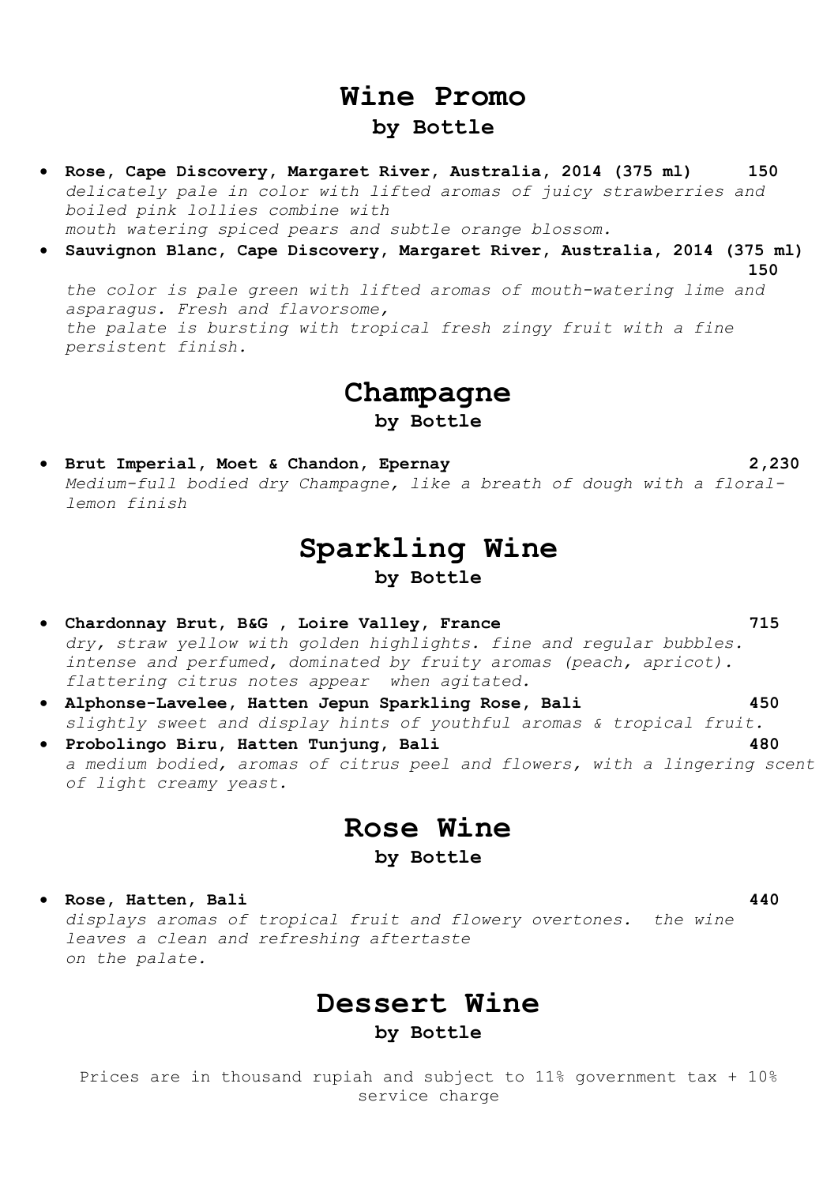# Wine Promo

## by Bottle

- **Rose, Cape Discovery, Margaret River, Australia, 2014 (375 ml) 150**
  *delicately pale in color with lifted aromas of juicy strawberries and boiled pink lollies combine with mouth watering spiced pears and subtle orange blossom.*
- **Sauvignon Blanc, Cape Discovery, Margaret River, Australia, 2014 (375 ml) 150**
  *the color is pale green with lifted aromas of mouth-watering lime and asparagus. Fresh and flavorsome, the palate is bursting with tropical fresh zingy fruit with a fine persistent finish.*

# Champagne

## by Bottle

- **Brut Imperial, Moet & Chandon, Epernay 2,230**
  *Medium-full bodied dry Champagne, like a breath of dough with a floral-lemon finish*

# Sparkling Wine

## by Bottle

- **Chardonnay Brut, B&G , Loire Valley, France 715**
  *dry, straw yellow with golden highlights. fine and regular bubbles. intense and perfumed, dominated by fruity aromas (peach, apricot). flattering citrus notes appear when agitated.*
- **Alphonse-Lavelee, Hatten Jepun Sparkling Rose, Bali 450**
  *slightly sweet and display hints of youthful aromas & tropical fruit.*
- **Probolingo Biru, Hatten Tunjung, Bali 480**
  *a medium bodied, aromas of citrus peel and flowers, with a lingering scent of light creamy yeast.*

# Rose Wine

## by Bottle

- **Rose, Hatten, Bali 440**
  *displays aromas of tropical fruit and flowery overtones. the wine leaves a clean and refreshing aftertaste on the palate.*

# Dessert Wine

## by Bottle

Prices are in thousand rupiah and subject to 11% government tax + 10% service charge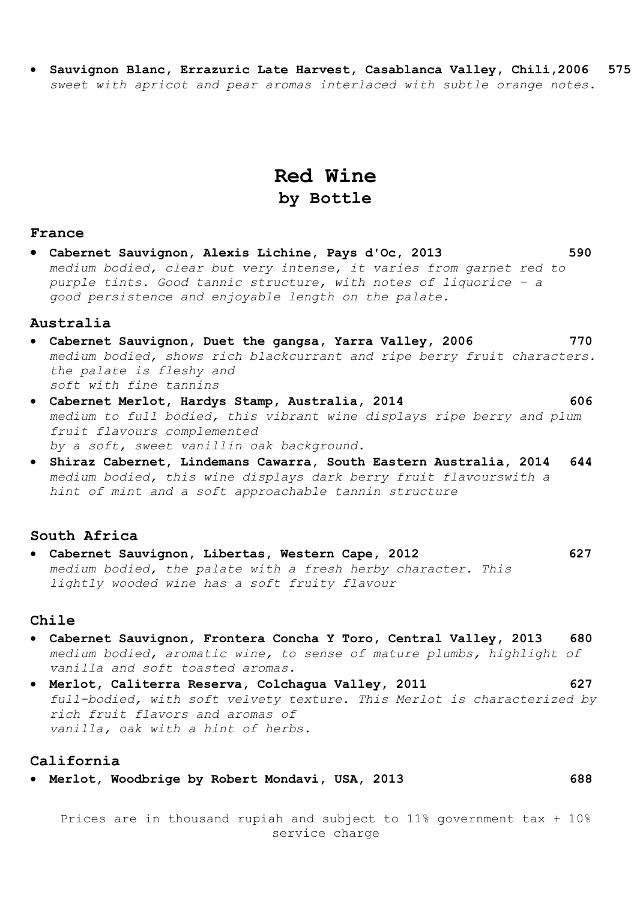- **Sauvignon Blanc, Errazuric Late Harvest, Casablanca Valley, Chili,2006 575**
  *sweet with apricot and pear aromas interlaced with subtle orange notes.*

# Red Wine
## by Bottle

### France

- **Cabernet Sauvignon, Alexis Lichine, Pays d'Oc, 2013 590**
  *medium bodied, clear but very intense, it varies from garnet red to purple tints. Good tannic structure, with notes of liquorice - a good persistence and enjoyable length on the palate.*

### Australia

- **Cabernet Sauvignon, Duet the gangsa, Yarra Valley, 2006 770**
  *medium bodied, shows rich blackcurrant and ripe berry fruit characters. the palate is fleshy and soft with fine tannins*
- **Cabernet Merlot, Hardys Stamp, Australia, 2014 606**
  *medium to full bodied, this vibrant wine displays ripe berry and plum fruit flavours complemented by a soft, sweet vanillin oak background.*
- **Shiraz Cabernet, Lindemans Cawarra, South Eastern Australia, 2014 644**
  *medium bodied, this wine displays dark berry fruit flavourswith a hint of mint and a soft approachable tannin structure*

### South Africa

- **Cabernet Sauvignon, Libertas, Western Cape, 2012 627**
  *medium bodied, the palate with a fresh herby character. This lightly wooded wine has a soft fruity flavour*

### Chile

- **Cabernet Sauvignon, Frontera Concha Y Toro, Central Valley, 2013 680**
  *medium bodied, aromatic wine, to sense of mature plumbs, highlight of vanilla and soft toasted aromas.*
- **Merlot, Caliterra Reserva, Colchagua Valley, 2011 627**
  *full-bodied, with soft velvety texture. This Merlot is characterized by rich fruit flavors and aromas of vanilla, oak with a hint of herbs.*

### California

- **Merlot, Woodbrige by Robert Mondavi, USA, 2013 688**

Prices are in thousand rupiah and subject to 11% government tax + 10% service charge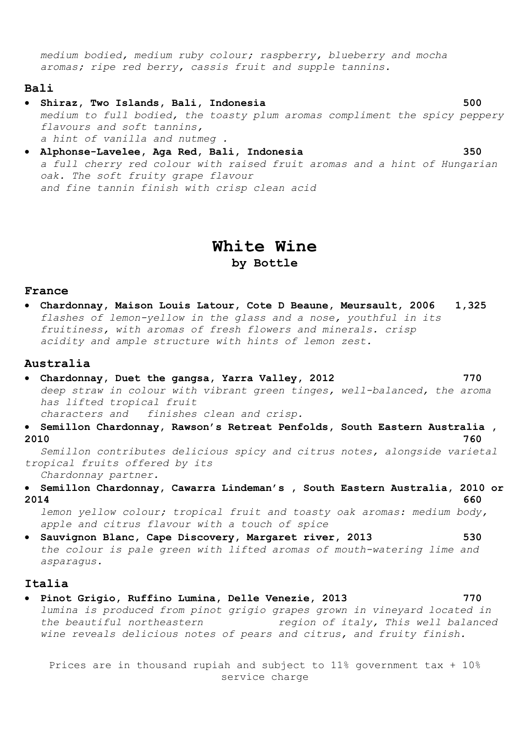*medium bodied, medium ruby colour; raspberry, blueberry and mocha aromas; ripe red berry, cassis fruit and supple tannins.*

### Bali

- **Shiraz, Two Islands, Bali, Indonesia** **500**
  *medium to full bodied, the toasty plum aromas compliment the spicy peppery flavours and soft tannins,*
  *a hint of vanilla and nutmeg .*
- **Alphonse-Lavelee, Aga Red, Bali, Indonesia** **350**
  *a full cherry red colour with raised fruit aromas and a hint of Hungarian oak. The soft fruity grape flavour*
  *and fine tannin finish with crisp clean acid*

# White Wine

## by Bottle

### France

- **Chardonnay, Maison Louis Latour, Cote D Beaune, Meursault, 2006** **1,325**
  *flashes of lemon-yellow in the glass and a nose, youthful in its fruitiness, with aromas of fresh flowers and minerals. crisp acidity and ample structure with hints of lemon zest.*

### Australia

- **Chardonnay, Duet the gangsa, Yarra Valley, 2012** **770**
  *deep straw in colour with vibrant green tinges, well-balanced, the aroma has lifted tropical fruit*
  *characters and finishes clean and crisp.*
- **Semillon Chardonnay, Rawson's Retreat Penfolds, South Eastern Australia , 2010** **760**
  *Semillon contributes delicious spicy and citrus notes, alongside varietal tropical fruits offered by its*
  *Chardonnay partner.*
- **Semillon Chardonnay, Cawarra Lindeman's , South Eastern Australia, 2010 or 2014** **660**
  *lemon yellow colour; tropical fruit and toasty oak aromas: medium body, apple and citrus flavour with a touch of spice*
- **Sauvignon Blanc, Cape Discovery, Margaret river, 2013** **530**
  *the colour is pale green with lifted aromas of mouth-watering lime and asparagus.*

### Italia

- **Pinot Grigio, Ruffino Lumina, Delle Venezie, 2013** **770**
  *lumina is produced from pinot grigio grapes grown in vineyard located in the beautiful northeastern region of italy, This well balanced wine reveals delicious notes of pears and citrus, and fruity finish.*

Prices are in thousand rupiah and subject to 11% government tax + 10% service charge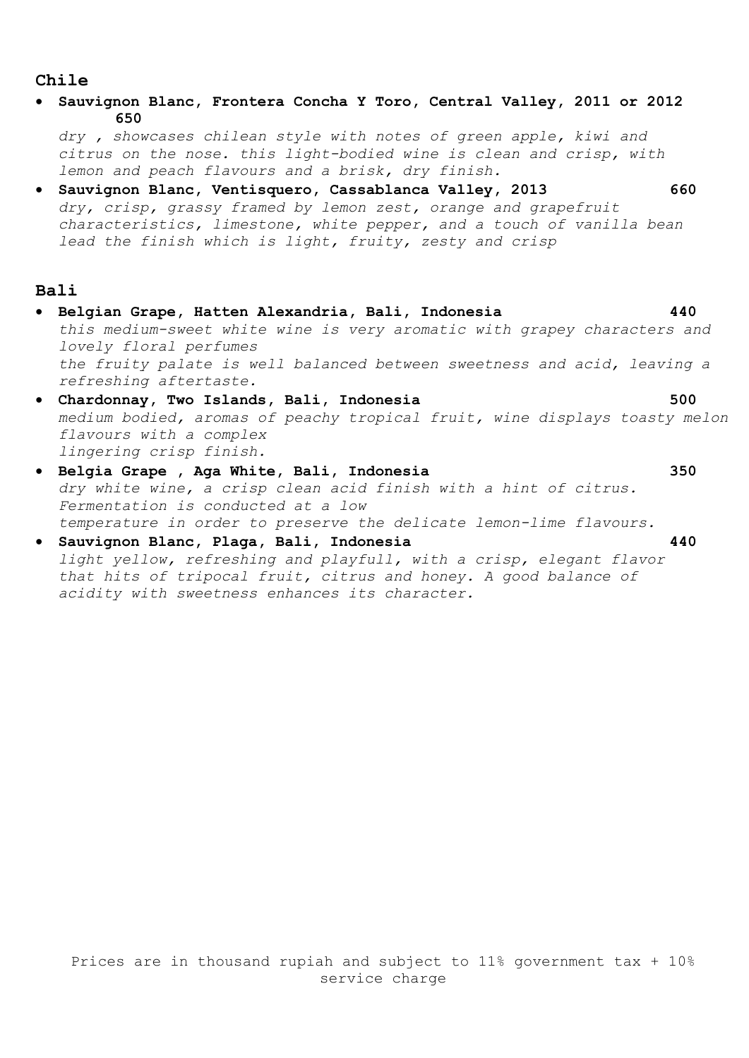## Chile

- **Sauvignon Blanc, Frontera Concha Y Toro, Central Valley, 2011 or 2012 650**
  *dry , showcases chilean style with notes of green apple, kiwi and citrus on the nose. this light-bodied wine is clean and crisp, with lemon and peach flavours and a brisk, dry finish.*
- **Sauvignon Blanc, Ventisquero, Cassablanca Valley, 2013 660**
  *dry, crisp, grassy framed by lemon zest, orange and grapefruit characteristics, limestone, white pepper, and a touch of vanilla bean lead the finish which is light, fruity, zesty and crisp*

## Bali

- **Belgian Grape, Hatten Alexandria, Bali, Indonesia 440**
  *this medium-sweet white wine is very aromatic with grapey characters and lovely floral perfumes*
  *the fruity palate is well balanced between sweetness and acid, leaving a refreshing aftertaste.*
- **Chardonnay, Two Islands, Bali, Indonesia 500**
  *medium bodied, aromas of peachy tropical fruit, wine displays toasty melon flavours with a complex*
  *lingering crisp finish.*
- **Belgia Grape , Aga White, Bali, Indonesia 350**
  *dry white wine, a crisp clean acid finish with a hint of citrus. Fermentation is conducted at a low*
  *temperature in order to preserve the delicate lemon-lime flavours.*
- **Sauvignon Blanc, Plaga, Bali, Indonesia 440**
  *light yellow, refreshing and playfull, with a crisp, elegant flavor that hits of tripocal fruit, citrus and honey. A good balance of acidity with sweetness enhances its character.*

Prices are in thousand rupiah and subject to 11% government tax + 10% service charge